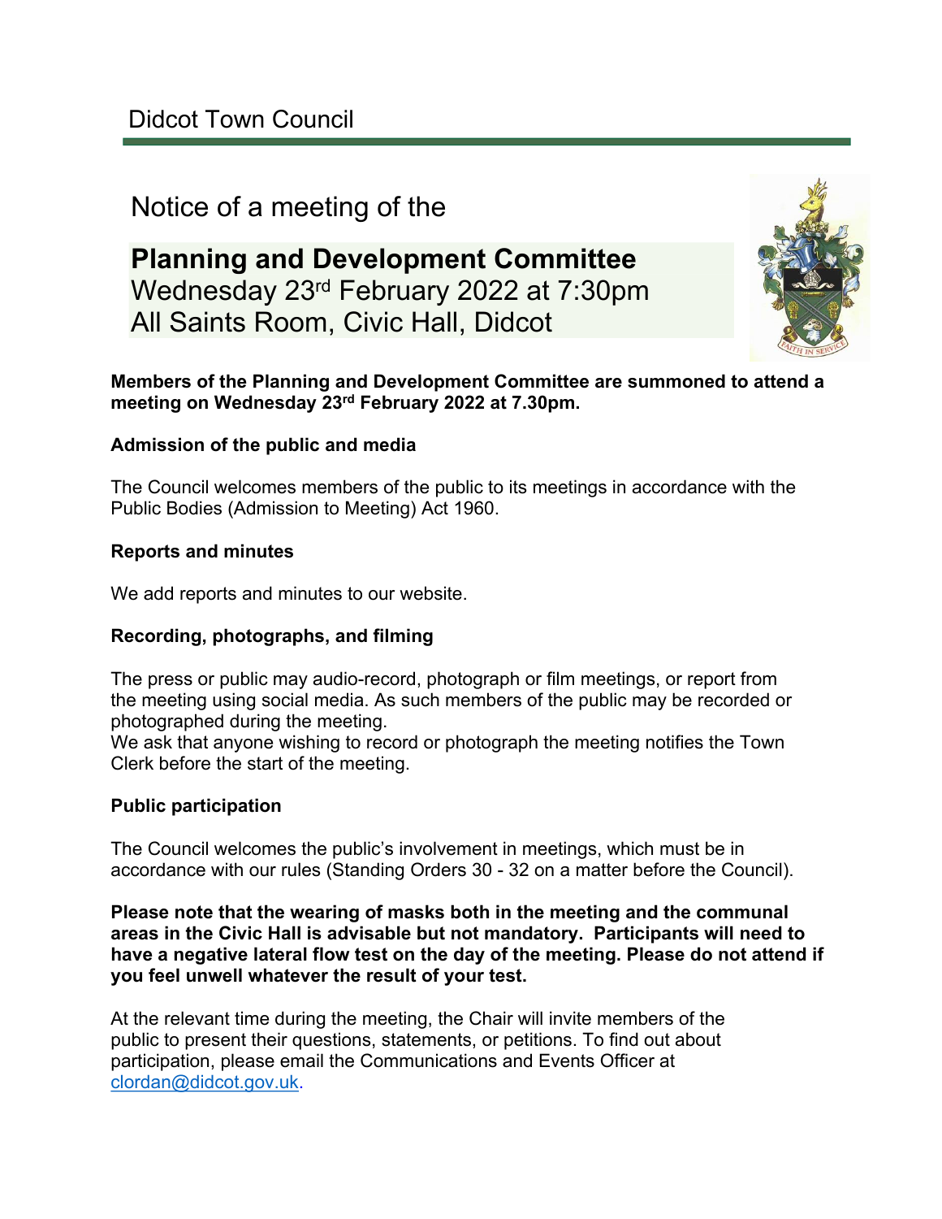Didcot Town Council

# Notice of a meeting of the

## Planning and Development Committee

Wednesday 23rd February 2022 at 7:30pm
All Saints Room, Civic Hall, Didcot

**Members of the Planning and Development Committee are summoned to attend a meeting on Wednesday 23rd February 2022 at 7.30pm.**

**Admission of the public and media**

The Council welcomes members of the public to its meetings in accordance with the Public Bodies (Admission to Meeting) Act 1960.

**Reports and minutes**

We add reports and minutes to our website.

**Recording, photographs, and filming**

The press or public may audio-record, photograph or film meetings, or report from the meeting using social media. As such members of the public may be recorded or photographed during the meeting.
We ask that anyone wishing to record or photograph the meeting notifies the Town Clerk before the start of the meeting.

**Public participation**

The Council welcomes the public's involvement in meetings, which must be in accordance with our rules (Standing Orders 30 - 32 on a matter before the Council).

**Please note that the wearing of masks both in the meeting and the communal areas in the Civic Hall is advisable but not mandatory. Participants will need to have a negative lateral flow test on the day of the meeting. Please do not attend if you feel unwell whatever the result of your test.**

At the relevant time during the meeting, the Chair will invite members of the public to present their questions, statements, or petitions. To find out about participation, please email the Communications and Events Officer at clordan@didcot.gov.uk.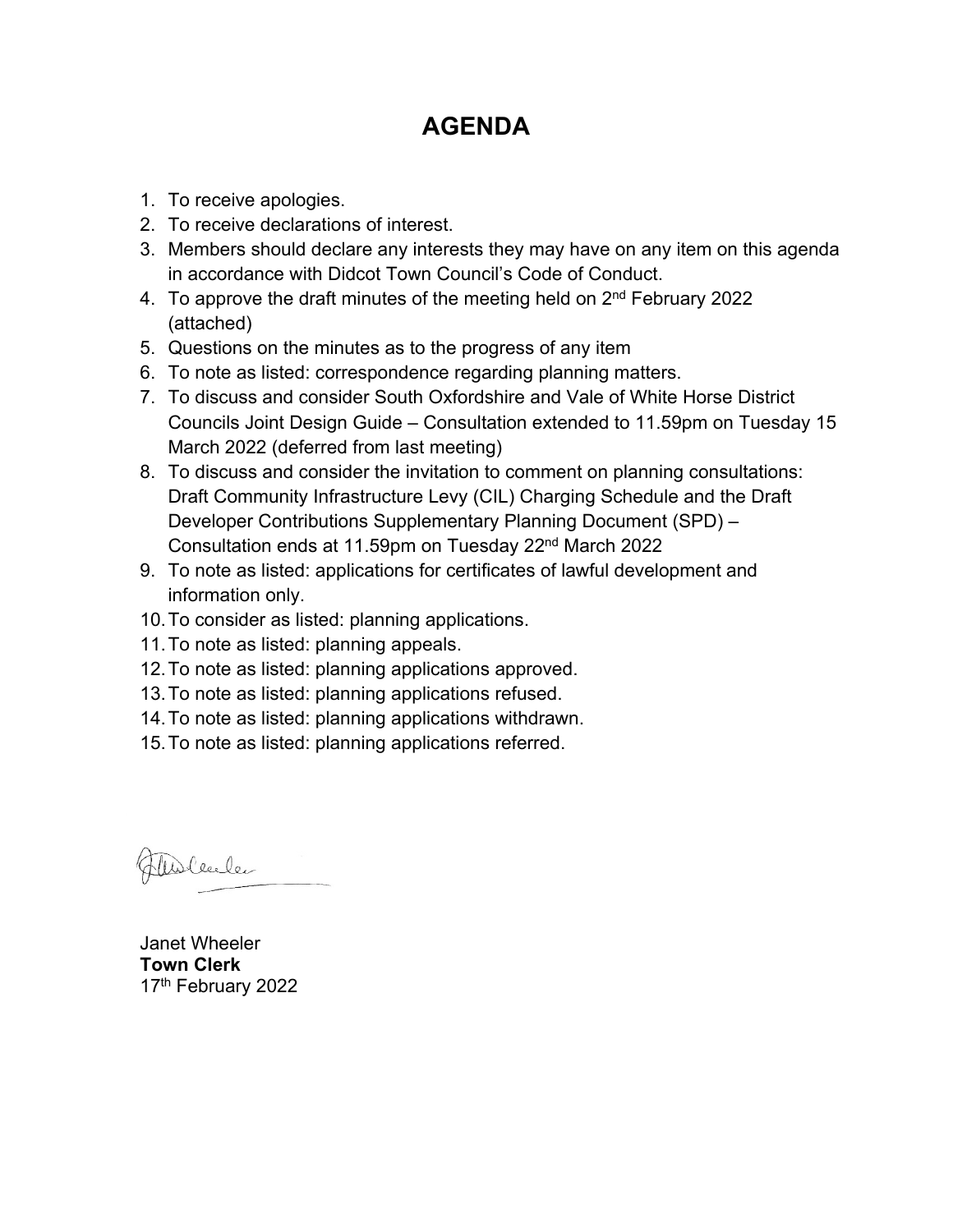# AGENDA

1. To receive apologies.
2. To receive declarations of interest.
3. Members should declare any interests they may have on any item on this agenda in accordance with Didcot Town Council's Code of Conduct.
4. To approve the draft minutes of the meeting held on 2nd February 2022 (attached)
5. Questions on the minutes as to the progress of any item
6. To note as listed: correspondence regarding planning matters.
7. To discuss and consider South Oxfordshire and Vale of White Horse District Councils Joint Design Guide – Consultation extended to 11.59pm on Tuesday 15 March 2022 (deferred from last meeting)
8. To discuss and consider the invitation to comment on planning consultations: Draft Community Infrastructure Levy (CIL) Charging Schedule and the Draft Developer Contributions Supplementary Planning Document (SPD) – Consultation ends at 11.59pm on Tuesday 22nd March 2022
9. To note as listed: applications for certificates of lawful development and information only.
10. To consider as listed: planning applications.
11. To note as listed: planning appeals.
12. To note as listed: planning applications approved.
13. To note as listed: planning applications refused.
14. To note as listed: planning applications withdrawn.
15. To note as listed: planning applications referred.

Janet Wheeler
**Town Clerk**
17th February 2022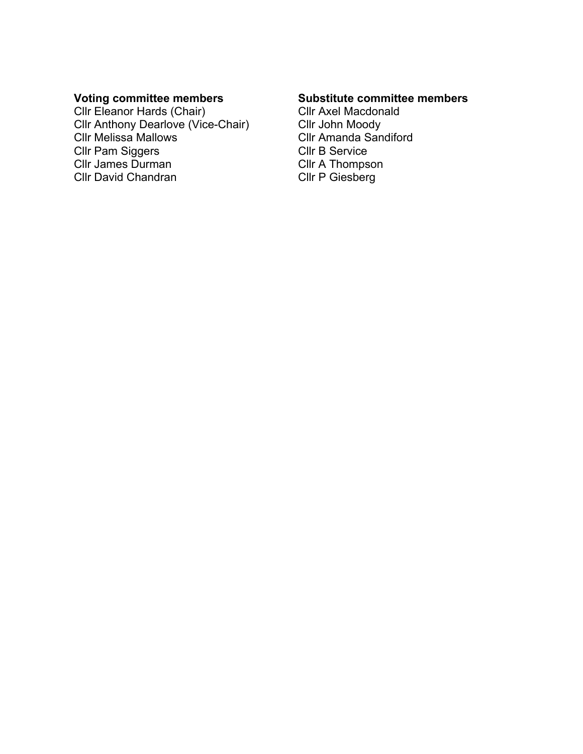**Voting committee members**
Cllr Eleanor Hards (Chair)
Cllr Anthony Dearlove (Vice-Chair)
Cllr Melissa Mallows
Cllr Pam Siggers
Cllr James Durman
Cllr David Chandran

**Substitute committee members**
Cllr Axel Macdonald
Cllr John Moody
Cllr Amanda Sandiford
Cllr B Service
Cllr A Thompson
Cllr P Giesberg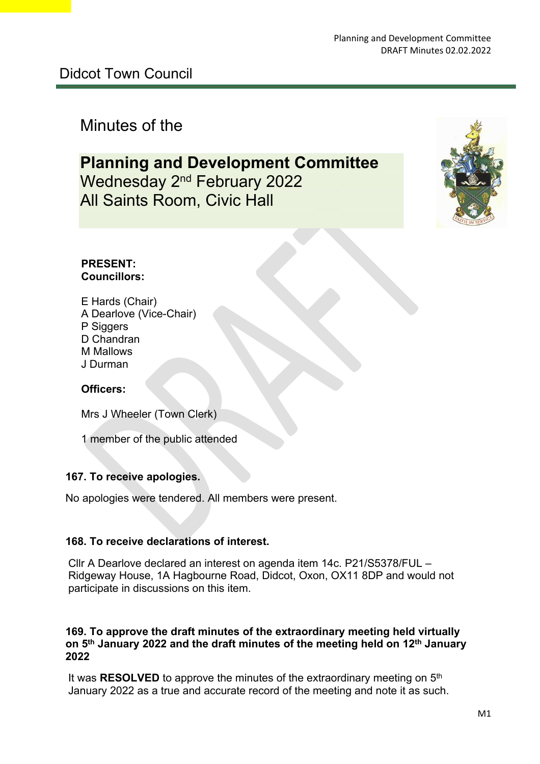Didcot Town Council

# Minutes of the

## Planning and Development Committee

Wednesday 2nd February 2022
All Saints Room, Civic Hall

**PRESENT:**
**Councillors:**

E Hards (Chair)
A Dearlove (Vice-Chair)
P Siggers
D Chandran
M Mallows
J Durman

**Officers:**

Mrs J Wheeler (Town Clerk)

1 member of the public attended

### 167. To receive apologies.

No apologies were tendered. All members were present.

### 168. To receive declarations of interest.

Cllr A Dearlove declared an interest on agenda item 14c. P21/S5378/FUL – Ridgeway House, 1A Hagbourne Road, Didcot, Oxon, OX11 8DP and would not participate in discussions on this item.

### 169. To approve the draft minutes of the extraordinary meeting held virtually on 5th January 2022 and the draft minutes of the meeting held on 12th January 2022

It was **RESOLVED** to approve the minutes of the extraordinary meeting on 5th January 2022 as a true and accurate record of the meeting and note it as such.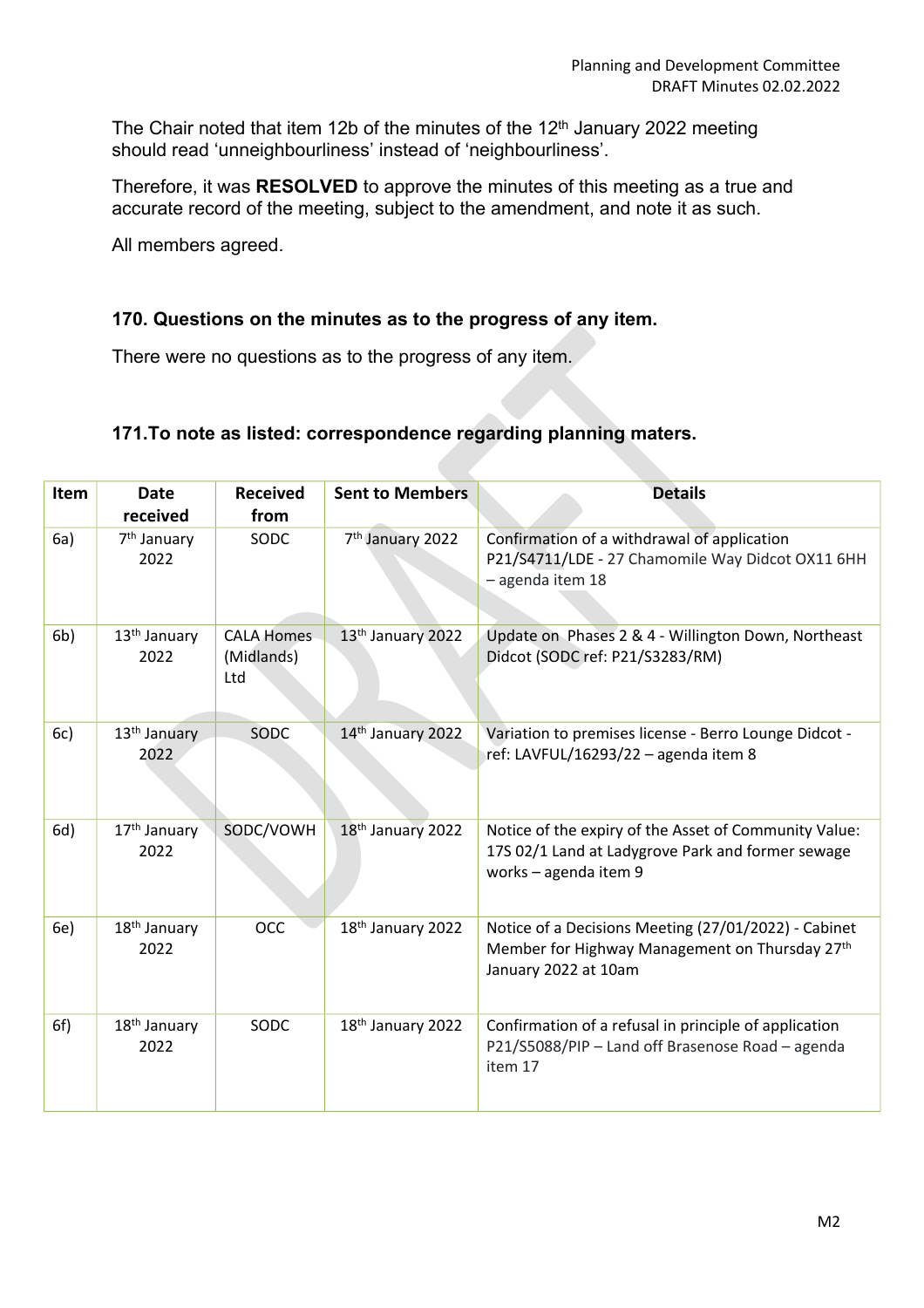The Chair noted that item 12b of the minutes of the 12th January 2022 meeting should read 'unneighbourliness' instead of 'neighbourliness'.

Therefore, it was **RESOLVED** to approve the minutes of this meeting as a true and accurate record of the meeting, subject to the amendment, and note it as such.

All members agreed.

### 170. Questions on the minutes as to the progress of any item.

There were no questions as to the progress of any item.

### 171.To note as listed: correspondence regarding planning maters.

| Item | Date received | Received from | Sent to Members | Details |
|---|---|---|---|---|
| 6a) | 7th January 2022 | SODC | 7th January 2022 | Confirmation of a withdrawal of application P21/S4711/LDE - 27 Chamomile Way Didcot OX11 6HH – agenda item 18 |
| 6b) | 13th January 2022 | CALA Homes (Midlands) Ltd | 13th January 2022 | Update on Phases 2 & 4 - Willington Down, Northeast Didcot (SODC ref: P21/S3283/RM) |
| 6c) | 13th January 2022 | SODC | 14th January 2022 | Variation to premises license - Berro Lounge Didcot - ref: LAVFUL/16293/22 – agenda item 8 |
| 6d) | 17th January 2022 | SODC/VOWH | 18th January 2022 | Notice of the expiry of the Asset of Community Value: 17S 02/1 Land at Ladygrove Park and former sewage works – agenda item 9 |
| 6e) | 18th January 2022 | OCC | 18th January 2022 | Notice of a Decisions Meeting (27/01/2022) - Cabinet Member for Highway Management on Thursday 27th January 2022 at 10am |
| 6f) | 18th January 2022 | SODC | 18th January 2022 | Confirmation of a refusal in principle of application P21/S5088/PIP – Land off Brasenose Road – agenda item 17 |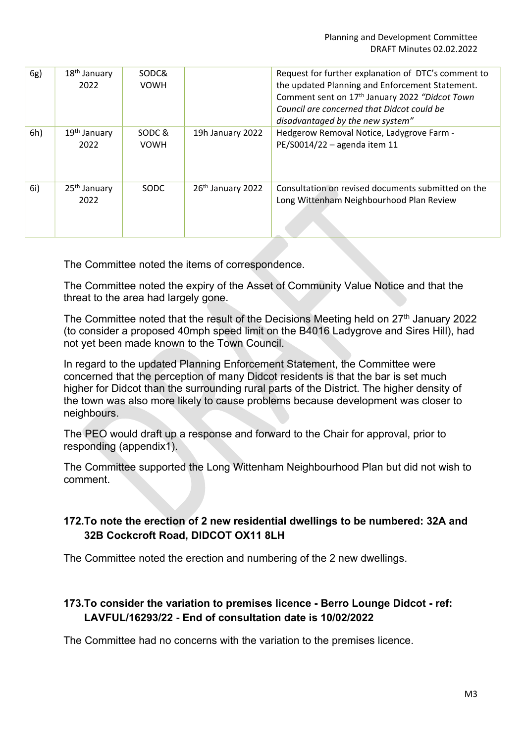| 6g) | 18th January 2022 | SODC& VOWH | | Request for further explanation of DTC's comment to the updated Planning and Enforcement Statement. Comment sent on 17th January 2022 *"Didcot Town Council are concerned that Didcot could be disadvantaged by the new system"* |
|---|---|---|---|---|
| 6h) | 19th January 2022 | SODC & VOWH | 19h January 2022 | Hedgerow Removal Notice, Ladygrove Farm - PE/S0014/22 – agenda item 11 |
| 6i) | 25th January 2022 | SODC | 26th January 2022 | Consultation on revised documents submitted on the Long Wittenham Neighbourhood Plan Review |

The Committee noted the items of correspondence.

The Committee noted the expiry of the Asset of Community Value Notice and that the threat to the area had largely gone.

The Committee noted that the result of the Decisions Meeting held on 27th January 2022 (to consider a proposed 40mph speed limit on the B4016 Ladygrove and Sires Hill), had not yet been made known to the Town Council.

In regard to the updated Planning Enforcement Statement, the Committee were concerned that the perception of many Didcot residents is that the bar is set much higher for Didcot than the surrounding rural parts of the District. The higher density of the town was also more likely to cause problems because development was closer to neighbours.

The PEO would draft up a response and forward to the Chair for approval, prior to responding (appendix1).

The Committee supported the Long Wittenham Neighbourhood Plan but did not wish to comment.

### 172. To note the erection of 2 new residential dwellings to be numbered: 32A and 32B Cockcroft Road, DIDCOT OX11 8LH

The Committee noted the erection and numbering of the 2 new dwellings.

### 173. To consider the variation to premises licence - Berro Lounge Didcot - ref: LAVFUL/16293/22 - End of consultation date is 10/02/2022

The Committee had no concerns with the variation to the premises licence.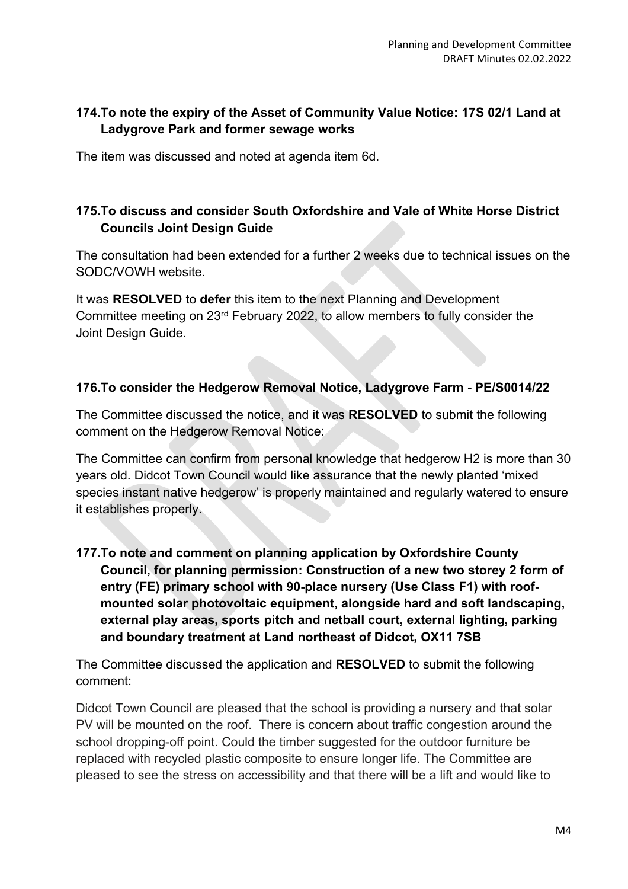### 174. To note the expiry of the Asset of Community Value Notice: 17S 02/1 Land at Ladygrove Park and former sewage works

The item was discussed and noted at agenda item 6d.

### 175. To discuss and consider South Oxfordshire and Vale of White Horse District Councils Joint Design Guide

The consultation had been extended for a further 2 weeks due to technical issues on the SODC/VOWH website.

It was **RESOLVED** to **defer** this item to the next Planning and Development Committee meeting on 23rd February 2022, to allow members to fully consider the Joint Design Guide.

### 176. To consider the Hedgerow Removal Notice, Ladygrove Farm - PE/S0014/22

The Committee discussed the notice, and it was **RESOLVED** to submit the following comment on the Hedgerow Removal Notice:

The Committee can confirm from personal knowledge that hedgerow H2 is more than 30 years old. Didcot Town Council would like assurance that the newly planted 'mixed species instant native hedgerow' is properly maintained and regularly watered to ensure it establishes properly.

### 177. To note and comment on planning application by Oxfordshire County Council, for planning permission: Construction of a new two storey 2 form of entry (FE) primary school with 90-place nursery (Use Class F1) with roof-mounted solar photovoltaic equipment, alongside hard and soft landscaping, external play areas, sports pitch and netball court, external lighting, parking and boundary treatment at Land northeast of Didcot, OX11 7SB

The Committee discussed the application and **RESOLVED** to submit the following comment:

Didcot Town Council are pleased that the school is providing a nursery and that solar PV will be mounted on the roof. There is concern about traffic congestion around the school dropping-off point. Could the timber suggested for the outdoor furniture be replaced with recycled plastic composite to ensure longer life. The Committee are pleased to see the stress on accessibility and that there will be a lift and would like to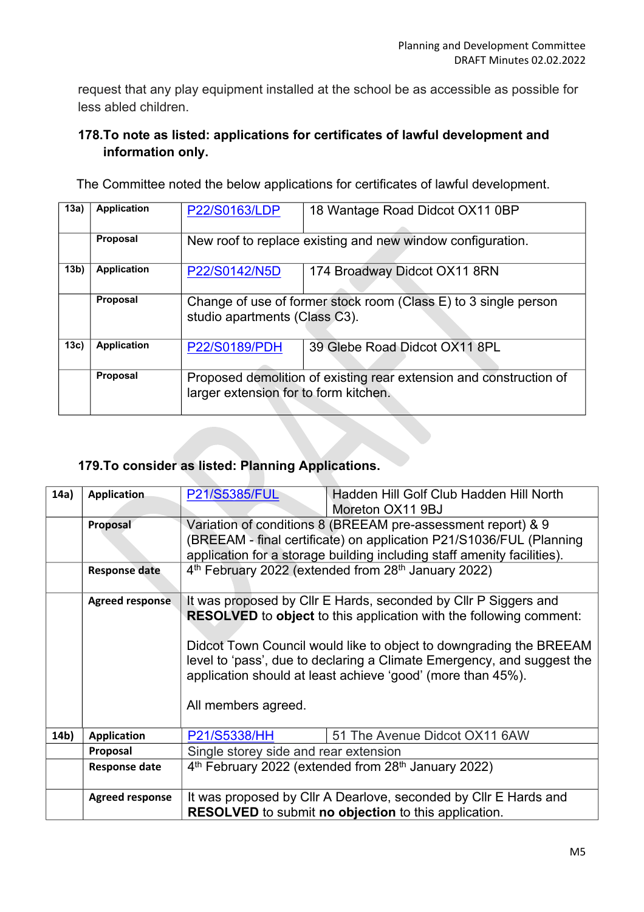request that any play equipment installed at the school be as accessible as possible for less abled children.

### 178. To note as listed: applications for certificates of lawful development and information only.

The Committee noted the below applications for certificates of lawful development.

| | | | |
|---|---|---|---|
| 13a) | **Application** | P22/S0163/LDP | 18 Wantage Road Didcot OX11 0BP |
| | **Proposal** | New roof to replace existing and new window configuration. | |
| 13b) | **Application** | P22/S0142/N5D | 174 Broadway Didcot OX11 8RN |
| | **Proposal** | Change of use of former stock room (Class E) to 3 single person studio apartments (Class C3). | |
| 13c) | **Application** | P22/S0189/PDH | 39 Glebe Road Didcot OX11 8PL |
| | **Proposal** | Proposed demolition of existing rear extension and construction of larger extension for to form kitchen. | |

### 179. To consider as listed: Planning Applications.

| | | | |
|---|---|---|---|
| 14a) | **Application** | P21/S5385/FUL | Hadden Hill Golf Club Hadden Hill North Moreton OX11 9BJ |
| | **Proposal** | Variation of conditions 8 (BREEAM pre-assessment report) & 9 (BREEAM - final certificate) on application P21/S1036/FUL (Planning application for a storage building including staff amenity facilities). | |
| | **Response date** | 4th February 2022 (extended from 28th January 2022) | |
| | **Agreed response** | It was proposed by Cllr E Hards, seconded by Cllr P Siggers and **RESOLVED** to **object** to this application with the following comment:<br><br>Didcot Town Council would like to object to downgrading the BREEAM level to 'pass', due to declaring a Climate Emergency, and suggest the application should at least achieve 'good' (more than 45%).<br><br>All members agreed. | |
| 14b) | **Application** | P21/S5338/HH | 51 The Avenue Didcot OX11 6AW |
| | **Proposal** | Single storey side and rear extension | |
| | **Response date** | 4th February 2022 (extended from 28th January 2022) | |
| | **Agreed response** | It was proposed by Cllr A Dearlove, seconded by Cllr E Hards and **RESOLVED** to submit **no objection** to this application. | |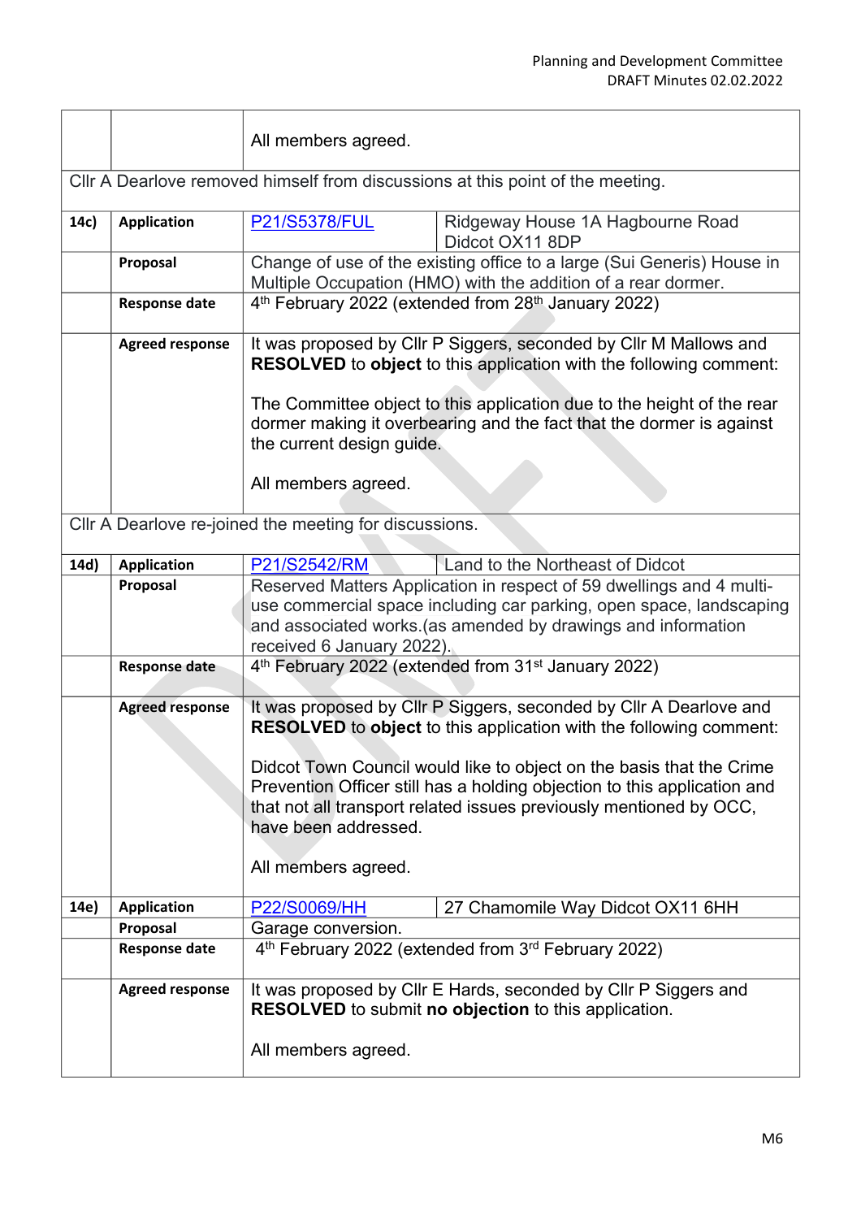| | | | |
|---|---|---|---|
| | | All members agreed. | |
| Cllr A Dearlove removed himself from discussions at this point of the meeting. | | | |
| **14c)** | **Application** | P21/S5378/FUL | Ridgeway House 1A Hagbourne Road Didcot OX11 8DP |
| | **Proposal** | Change of use of the existing office to a large (Sui Generis) House in Multiple Occupation (HMO) with the addition of a rear dormer. | |
| | **Response date** | 4th February 2022 (extended from 28th January 2022) | |
| | **Agreed response** | It was proposed by Cllr P Siggers, seconded by Cllr M Mallows and **RESOLVED** to **object** to this application with the following comment:<br><br>The Committee object to this application due to the height of the rear dormer making it overbearing and the fact that the dormer is against the current design guide.<br><br>All members agreed. | |
| Cllr A Dearlove re-joined the meeting for discussions. | | | |
| **14d)** | **Application** | P21/S2542/RM | Land to the Northeast of Didcot |
| | **Proposal** | Reserved Matters Application in respect of 59 dwellings and 4 multi-use commercial space including car parking, open space, landscaping and associated works.(as amended by drawings and information received 6 January 2022). | |
| | **Response date** | 4th February 2022 (extended from 31st January 2022) | |
| | **Agreed response** | It was proposed by Cllr P Siggers, seconded by Cllr A Dearlove and **RESOLVED** to **object** to this application with the following comment:<br><br>Didcot Town Council would like to object on the basis that the Crime Prevention Officer still has a holding objection to this application and that not all transport related issues previously mentioned by OCC, have been addressed.<br><br>All members agreed. | |
| **14e)** | **Application** | P22/S0069/HH | 27 Chamomile Way Didcot OX11 6HH |
| | **Proposal** | Garage conversion. | |
| | **Response date** | 4th February 2022 (extended from 3rd February 2022) | |
| | **Agreed response** | It was proposed by Cllr E Hards, seconded by Cllr P Siggers and **RESOLVED** to submit **no objection** to this application.<br><br>All members agreed. | |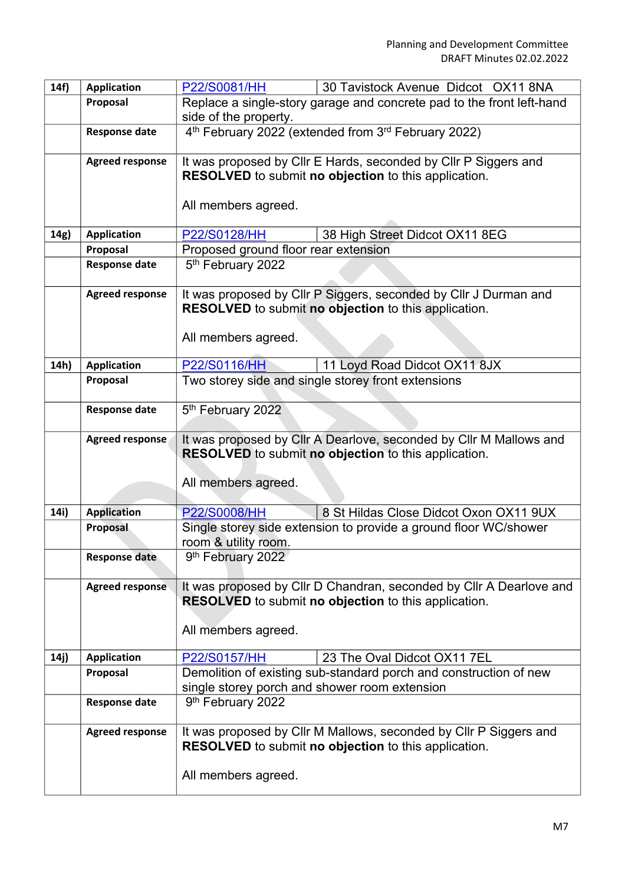| | | | |
|---|---|---|---|
| **14f)** | **Application** | P22/S0081/HH | 30 Tavistock Avenue Didcot OX11 8NA |
| | **Proposal** | Replace a single-story garage and concrete pad to the front left-hand side of the property. | |
| | **Response date** | 4th February 2022 (extended from 3rd February 2022) | |
| | **Agreed response** | It was proposed by Cllr E Hards, seconded by Cllr P Siggers and **RESOLVED** to submit **no objection** to this application.<br><br>All members agreed. | |
| **14g)** | **Application** | P22/S0128/HH | 38 High Street Didcot OX11 8EG |
| | **Proposal** | Proposed ground floor rear extension | |
| | **Response date** | 5th February 2022 | |
| | **Agreed response** | It was proposed by Cllr P Siggers, seconded by Cllr J Durman and **RESOLVED** to submit **no objection** to this application.<br><br>All members agreed. | |
| **14h)** | **Application** | P22/S0116/HH | 11 Loyd Road Didcot OX11 8JX |
| | **Proposal** | Two storey side and single storey front extensions | |
| | **Response date** | 5th February 2022 | |
| | **Agreed response** | It was proposed by Cllr A Dearlove, seconded by Cllr M Mallows and **RESOLVED** to submit **no objection** to this application.<br><br>All members agreed. | |
| **14i)** | **Application** | P22/S0008/HH | 8 St Hildas Close Didcot Oxon OX11 9UX |
| | **Proposal** | Single storey side extension to provide a ground floor WC/shower room & utility room. | |
| | **Response date** | 9th February 2022 | |
| | **Agreed response** | It was proposed by Cllr D Chandran, seconded by Cllr A Dearlove and **RESOLVED** to submit **no objection** to this application.<br><br>All members agreed. | |
| **14j)** | **Application** | P22/S0157/HH | 23 The Oval Didcot OX11 7EL |
| | **Proposal** | Demolition of existing sub-standard porch and construction of new single storey porch and shower room extension | |
| | **Response date** | 9th February 2022 | |
| | **Agreed response** | It was proposed by Cllr M Mallows, seconded by Cllr P Siggers and **RESOLVED** to submit **no objection** to this application.<br><br>All members agreed. | |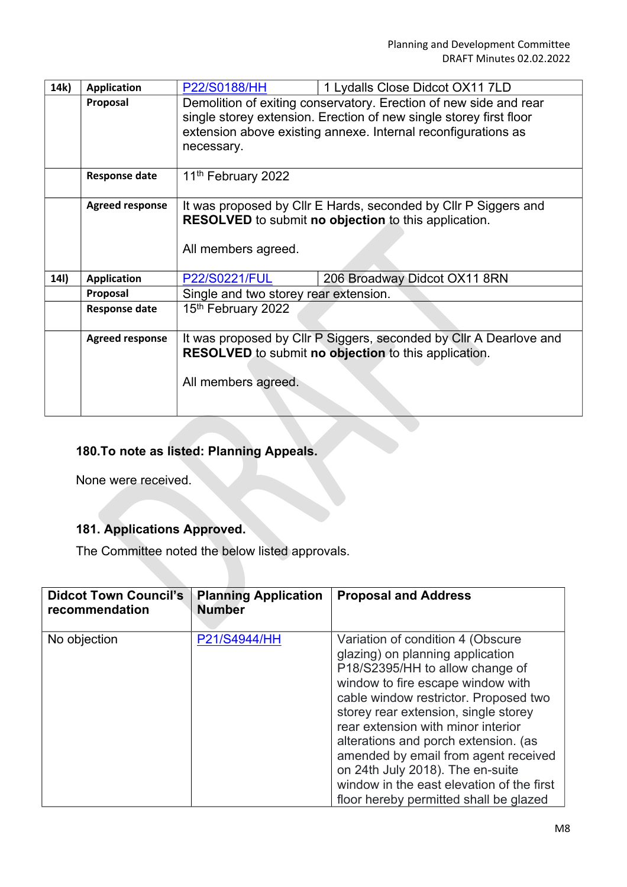| 14k) | Application | P22/S0188/HH | 1 Lydalls Close Didcot OX11 7LD |
|---|---|---|---|
| | Proposal | Demolition of exiting conservatory. Erection of new side and rear single storey extension. Erection of new single storey first floor extension above existing annexe. Internal reconfigurations as necessary. | |
| | Response date | 11th February 2022 | |
| | Agreed response | It was proposed by Cllr E Hards, seconded by Cllr P Siggers and **RESOLVED** to submit **no objection** to this application.<br><br>All members agreed. | |
| 14l) | Application | P22/S0221/FUL | 206 Broadway Didcot OX11 8RN |
| | Proposal | Single and two storey rear extension. | |
| | Response date | 15th February 2022 | |
| | Agreed response | It was proposed by Cllr P Siggers, seconded by Cllr A Dearlove and **RESOLVED** to submit **no objection** to this application.<br><br>All members agreed. | |

### 180. To note as listed: Planning Appeals.

None were received.

### 181. Applications Approved.

The Committee noted the below listed approvals.

| Didcot Town Council's recommendation | Planning Application Number | Proposal and Address |
|---|---|---|
| No objection | P21/S4944/HH | Variation of condition 4 (Obscure glazing) on planning application P18/S2395/HH to allow change of window to fire escape window with cable window restrictor. Proposed two storey rear extension, single storey rear extension with minor interior alterations and porch extension. (as amended by email from agent received on 24th July 2018). The en-suite window in the east elevation of the first floor hereby permitted shall be glazed |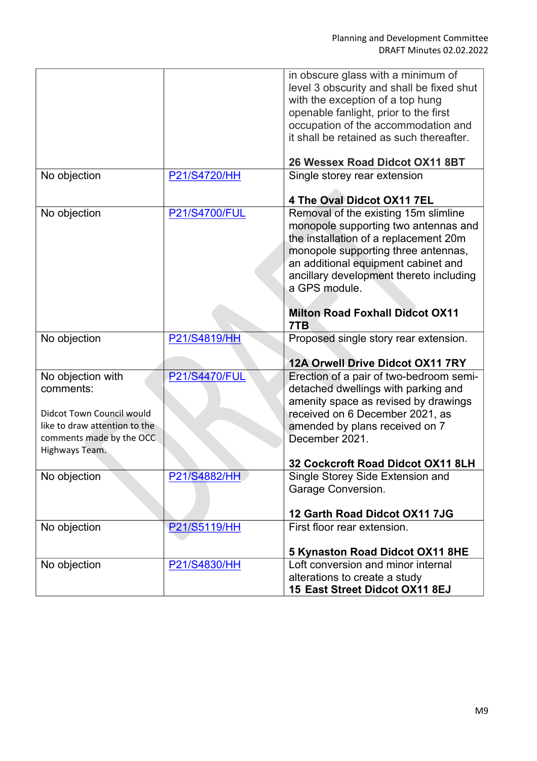| | | |
|---|---|---|
| | | in obscure glass with a minimum of level 3 obscurity and shall be fixed shut with the exception of a top hung openable fanlight, prior to the first occupation of the accommodation and it shall be retained as such thereafter.<br><br>**26 Wessex Road Didcot OX11 8BT** |
| No objection | P21/S4720/HH | Single storey rear extension<br><br>**4 The Oval Didcot OX11 7EL** |
| No objection | P21/S4700/FUL | Removal of the existing 15m slimline monopole supporting two antennas and the installation of a replacement 20m monopole supporting three antennas, an additional equipment cabinet and ancillary development thereto including a GPS module.<br><br>**Milton Road Foxhall Didcot OX11 7TB** |
| No objection | P21/S4819/HH | Proposed single story rear extension.<br><br>**12A Orwell Drive Didcot OX11 7RY** |
| No objection with comments:<br><br>Didcot Town Council would like to draw attention to the comments made by the OCC Highways Team. | P21/S4470/FUL | Erection of a pair of two-bedroom semi-detached dwellings with parking and amenity space as revised by drawings received on 6 December 2021, as amended by plans received on 7 December 2021.<br><br>**32 Cockcroft Road Didcot OX11 8LH** |
| No objection | P21/S4882/HH | Single Storey Side Extension and Garage Conversion.<br><br>**12 Garth Road Didcot OX11 7JG** |
| No objection | P21/S5119/HH | First floor rear extension.<br><br>**5 Kynaston Road Didcot OX11 8HE** |
| No objection | P21/S4830/HH | Loft conversion and minor internal alterations to create a study<br>**15 East Street Didcot OX11 8EJ** |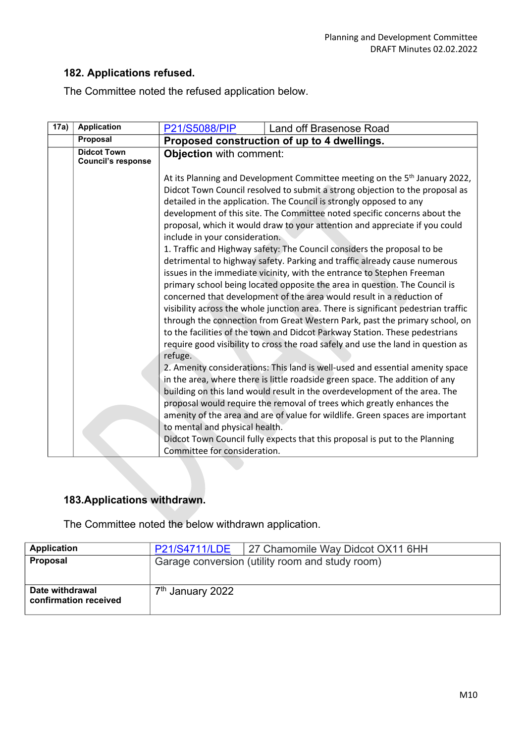## 182. Applications refused.

The Committee noted the refused application below.

| 17a) | Application | P21/S5088/PIP | Land off Brasenose Road |
|---|---|---|---|
| | Proposal | **Proposed construction of up to 4 dwellings.** | |
| | Didcot Town Council's response | **Objection** with comment:<br><br>At its Planning and Development Committee meeting on the 5th January 2022, Didcot Town Council resolved to submit a strong objection to the proposal as detailed in the application. The Council is strongly opposed to any development of this site. The Committee noted specific concerns about the proposal, which it would draw to your attention and appreciate if you could include in your consideration.<br>1. Traffic and Highway safety: The Council considers the proposal to be detrimental to highway safety. Parking and traffic already cause numerous issues in the immediate vicinity, with the entrance to Stephen Freeman primary school being located opposite the area in question. The Council is concerned that development of the area would result in a reduction of visibility across the whole junction area. There is significant pedestrian traffic through the connection from Great Western Park, past the primary school, on to the facilities of the town and Didcot Parkway Station. These pedestrians require good visibility to cross the road safely and use the land in question as refuge.<br>2. Amenity considerations: This land is well-used and essential amenity space in the area, where there is little roadside green space. The addition of any building on this land would result in the overdevelopment of the area. The proposal would require the removal of trees which greatly enhances the amenity of the area and are of value for wildlife. Green spaces are important to mental and physical health.<br>Didcot Town Council fully expects that this proposal is put to the Planning Committee for consideration. | |

## 183.Applications withdrawn.

The Committee noted the below withdrawn application.

| Application | P21/S4711/LDE | 27 Chamomile Way Didcot OX11 6HH |
|---|---|---|
| Proposal | Garage conversion (utility room and study room) | |
| Date withdrawal confirmation received | 7th January 2022 | |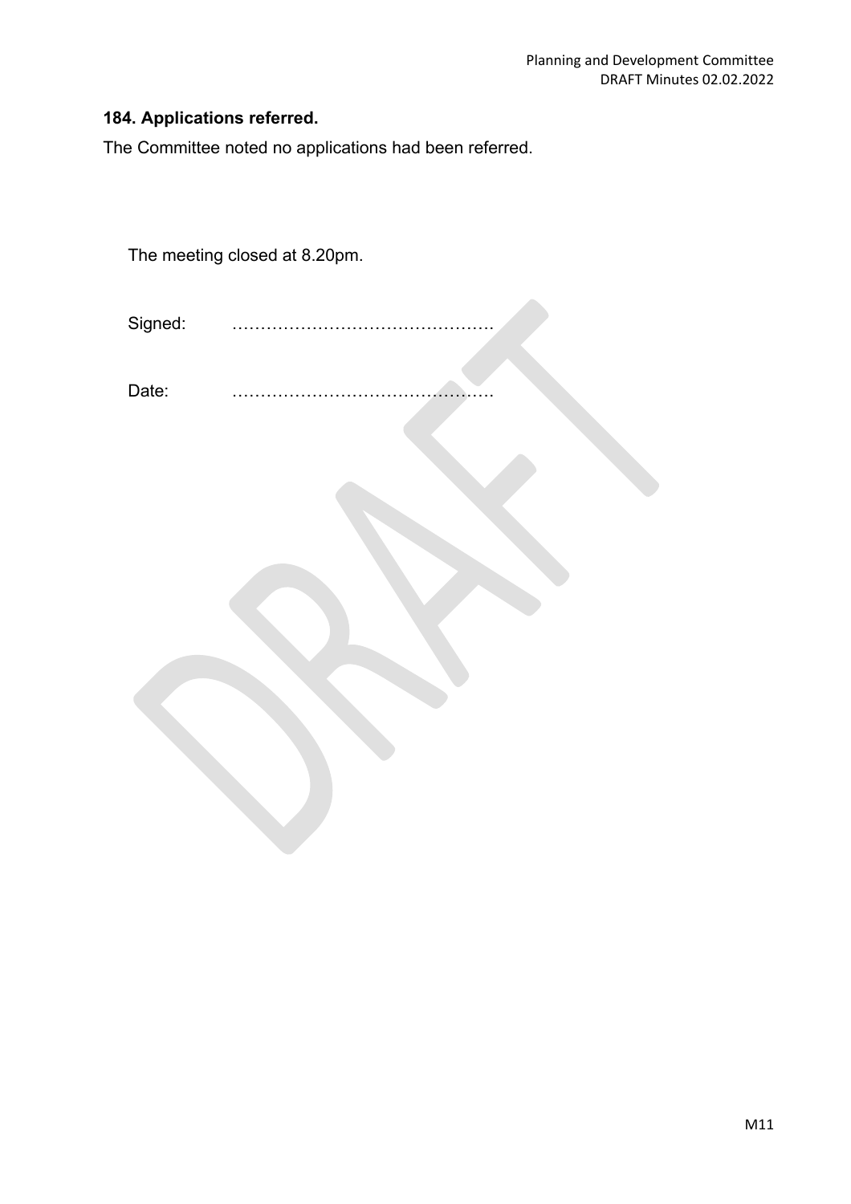### 184. Applications referred.

The Committee noted no applications had been referred.

The meeting closed at 8.20pm.

Signed: ……………………………………….

Date: ……………………………………….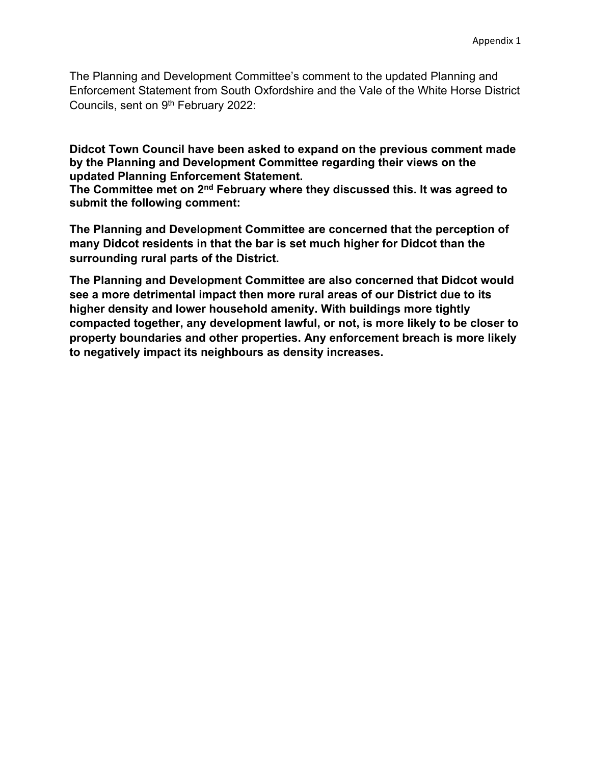Appendix 1

The Planning and Development Committee's comment to the updated Planning and Enforcement Statement from South Oxfordshire and the Vale of the White Horse District Councils, sent on 9th February 2022:

**Didcot Town Council have been asked to expand on the previous comment made by the Planning and Development Committee regarding their views on the updated Planning Enforcement Statement.**
**The Committee met on 2nd February where they discussed this. It was agreed to submit the following comment:**

**The Planning and Development Committee are concerned that the perception of many Didcot residents in that the bar is set much higher for Didcot than the surrounding rural parts of the District.**

**The Planning and Development Committee are also concerned that Didcot would see a more detrimental impact then more rural areas of our District due to its higher density and lower household amenity. With buildings more tightly compacted together, any development lawful, or not, is more likely to be closer to property boundaries and other properties. Any enforcement breach is more likely to negatively impact its neighbours as density increases.**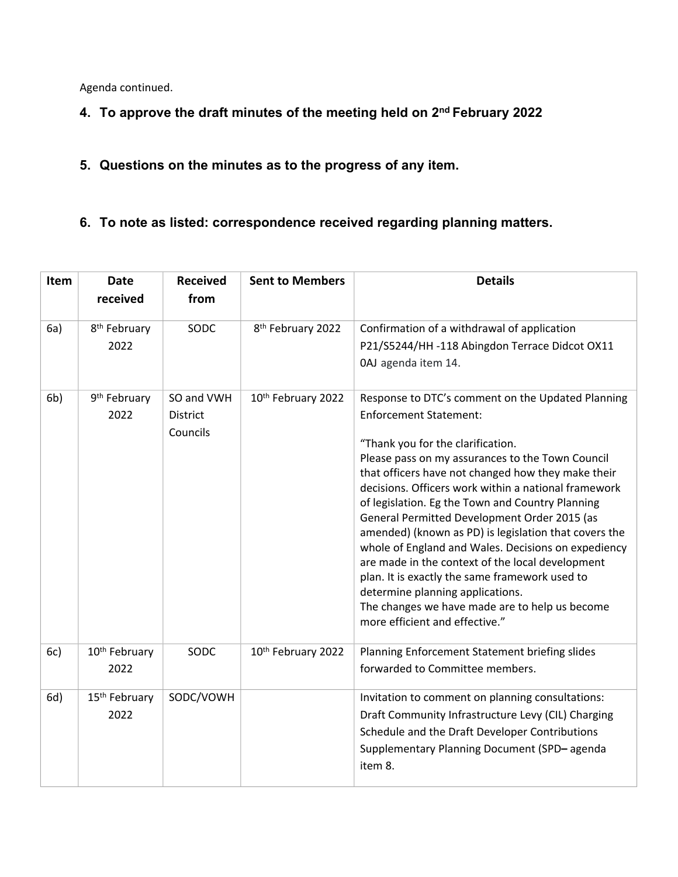Agenda continued.

**4. To approve the draft minutes of the meeting held on 2nd February 2022**

**5. Questions on the minutes as to the progress of any item.**

**6. To note as listed: correspondence received regarding planning matters.**

| Item | Date received | Received from | Sent to Members | Details |
|---|---|---|---|---|
| 6a) | 8th February 2022 | SODC | 8th February 2022 | Confirmation of a withdrawal of application P21/S5244/HH -118 Abingdon Terrace Didcot OX11 0AJ agenda item 14. |
| 6b) | 9th February 2022 | SO and VWH District Councils | 10th February 2022 | Response to DTC's comment on the Updated Planning Enforcement Statement:<br><br>"Thank you for the clarification.<br>Please pass on my assurances to the Town Council that officers have not changed how they make their decisions. Officers work within a national framework of legislation. Eg the Town and Country Planning General Permitted Development Order 2015 (as amended) (known as PD) is legislation that covers the whole of England and Wales. Decisions on expediency are made in the context of the local development plan. It is exactly the same framework used to determine planning applications.<br>The changes we have made are to help us become more efficient and effective." |
| 6c) | 10th February 2022 | SODC | 10th February 2022 | Planning Enforcement Statement briefing slides forwarded to Committee members. |
| 6d) | 15th February 2022 | SODC/VOWH | | Invitation to comment on planning consultations: Draft Community Infrastructure Levy (CIL) Charging Schedule and the Draft Developer Contributions Supplementary Planning Document (SPD– agenda item 8. |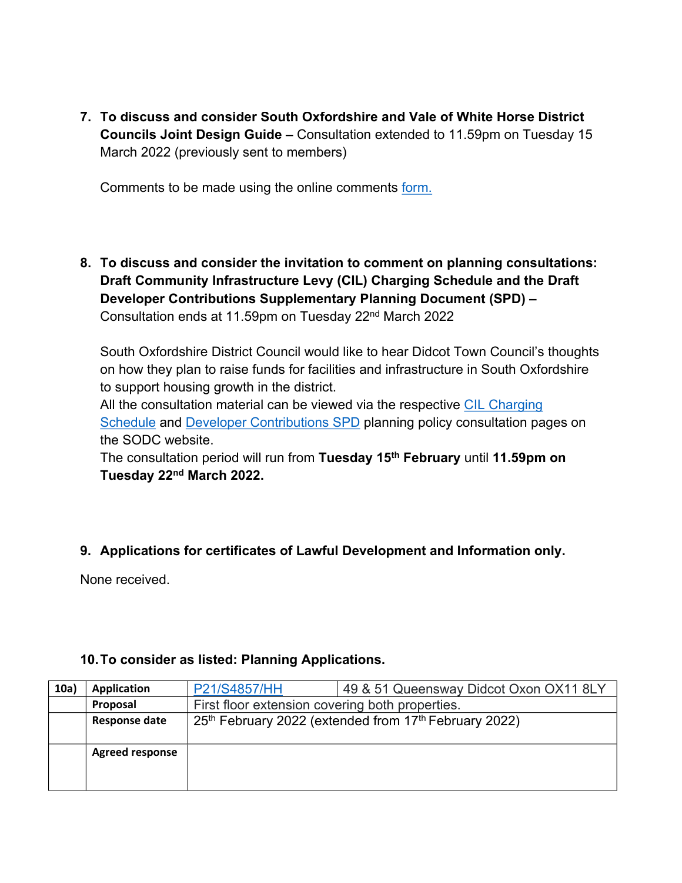7. **To discuss and consider South Oxfordshire and Vale of White Horse District Councils Joint Design Guide –** Consultation extended to 11.59pm on Tuesday 15 March 2022 (previously sent to members)

   Comments to be made using the online comments form.

8. **To discuss and consider the invitation to comment on planning consultations: Draft Community Infrastructure Levy (CIL) Charging Schedule and the Draft Developer Contributions Supplementary Planning Document (SPD) –** Consultation ends at 11.59pm on Tuesday 22nd March 2022

   South Oxfordshire District Council would like to hear Didcot Town Council's thoughts on how they plan to raise funds for facilities and infrastructure in South Oxfordshire to support housing growth in the district.
   All the consultation material can be viewed via the respective CIL Charging Schedule and Developer Contributions SPD planning policy consultation pages on the SODC website.
   The consultation period will run from **Tuesday 15th February** until **11.59pm on Tuesday 22nd March 2022.**

9. **Applications for certificates of Lawful Development and Information only.**

None received.

10. **To consider as listed: Planning Applications.**

| 10a) | Application | P21/S4857/HH | 49 & 51 Queensway Didcot Oxon OX11 8LY |
|---|---|---|---|
| | Proposal | First floor extension covering both properties. | |
| | Response date | 25th February 2022 (extended from 17th February 2022) | |
| | Agreed response | | |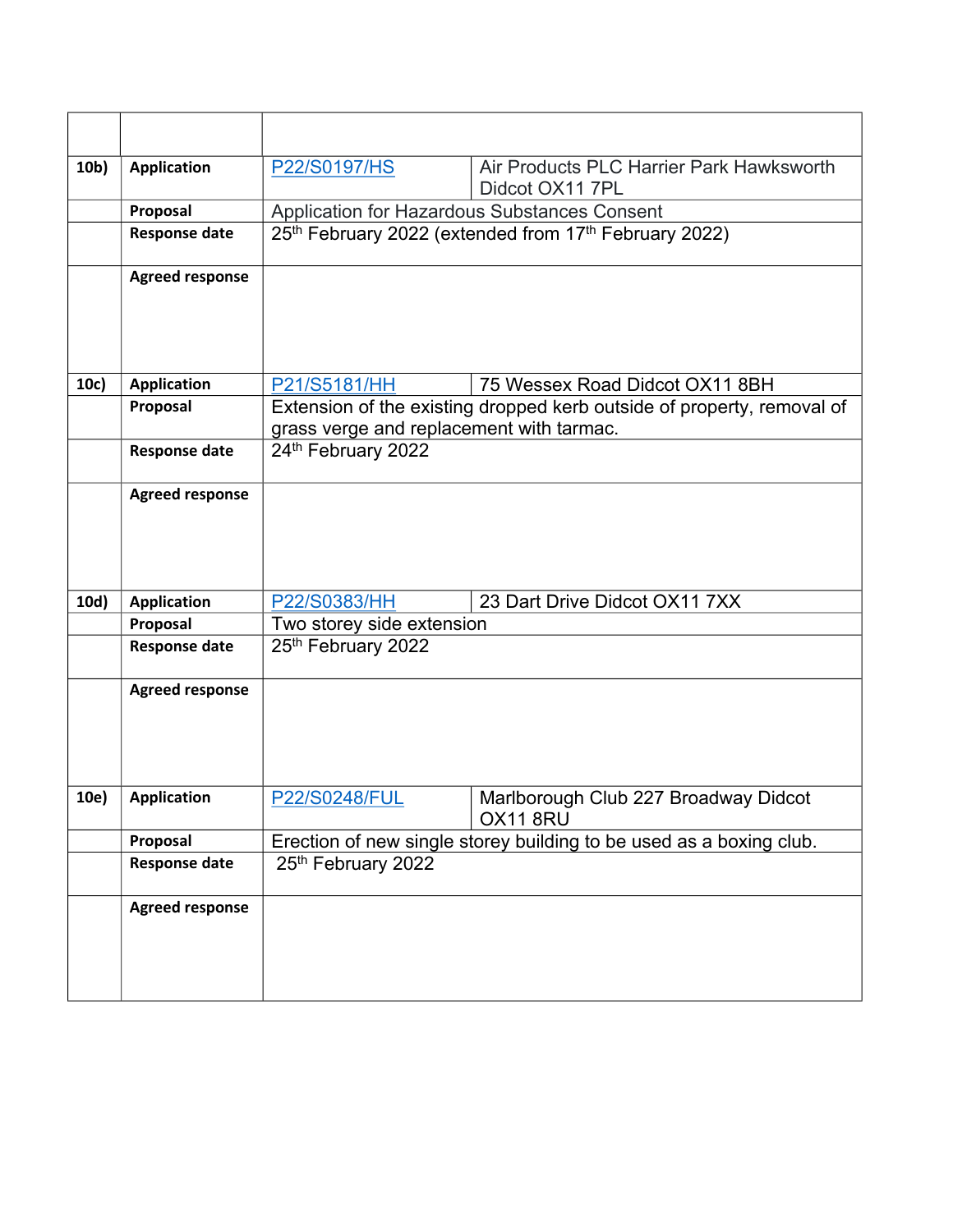| | | | |
|---|---|---|---|
| 10b) | **Application** | P22/S0197/HS | Air Products PLC Harrier Park Hawksworth Didcot OX11 7PL |
| | **Proposal** | Application for Hazardous Substances Consent | |
| | **Response date** | 25th February 2022 (extended from 17th February 2022) | |
| | **Agreed response** | | |
| 10c) | **Application** | P21/S5181/HH | 75 Wessex Road Didcot OX11 8BH |
| | **Proposal** | Extension of the existing dropped kerb outside of property, removal of grass verge and replacement with tarmac. | |
| | **Response date** | 24th February 2022 | |
| | **Agreed response** | | |
| 10d) | **Application** | P22/S0383/HH | 23 Dart Drive Didcot OX11 7XX |
| | **Proposal** | Two storey side extension | |
| | **Response date** | 25th February 2022 | |
| | **Agreed response** | | |
| 10e) | **Application** | P22/S0248/FUL | Marlborough Club 227 Broadway Didcot OX11 8RU |
| | **Proposal** | Erection of new single storey building to be used as a boxing club. | |
| | **Response date** | 25th February 2022 | |
| | **Agreed response** | | |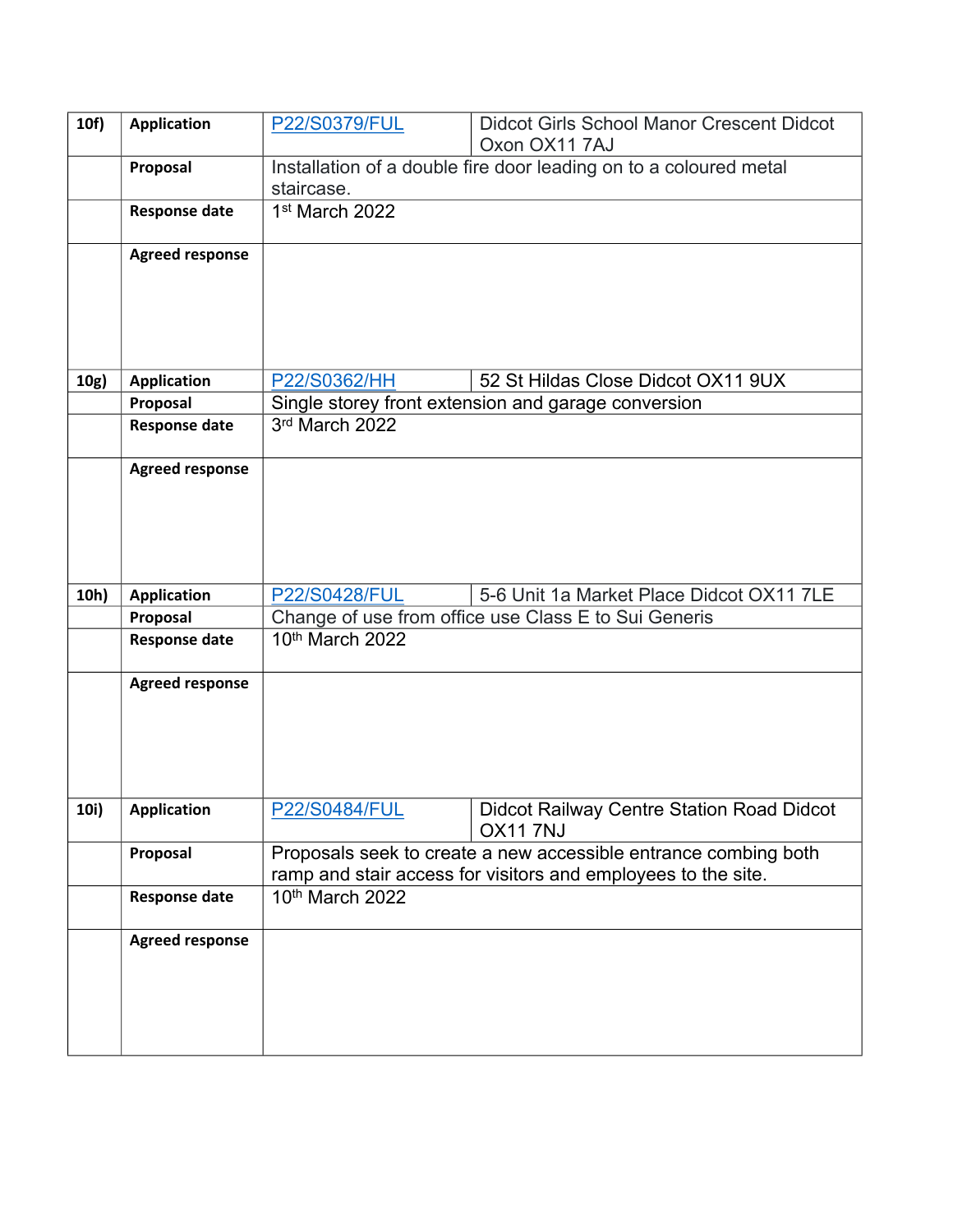| | | | |
|---|---|---|---|
| **10f)** | **Application** | P22/S0379/FUL | Didcot Girls School Manor Crescent Didcot Oxon OX11 7AJ |
| | **Proposal** | Installation of a double fire door leading on to a coloured metal staircase. | |
| | **Response date** | 1st March 2022 | |
| | **Agreed response** | | |
| **10g)** | **Application** | P22/S0362/HH | 52 St Hildas Close Didcot OX11 9UX |
| | **Proposal** | Single storey front extension and garage conversion | |
| | **Response date** | 3rd March 2022 | |
| | **Agreed response** | | |
| **10h)** | **Application** | P22/S0428/FUL | 5-6 Unit 1a Market Place Didcot OX11 7LE |
| | **Proposal** | Change of use from office use Class E to Sui Generis | |
| | **Response date** | 10th March 2022 | |
| | **Agreed response** | | |
| **10i)** | **Application** | P22/S0484/FUL | Didcot Railway Centre Station Road Didcot OX11 7NJ |
| | **Proposal** | Proposals seek to create a new accessible entrance combing both ramp and stair access for visitors and employees to the site. | |
| | **Response date** | 10th March 2022 | |
| | **Agreed response** | | |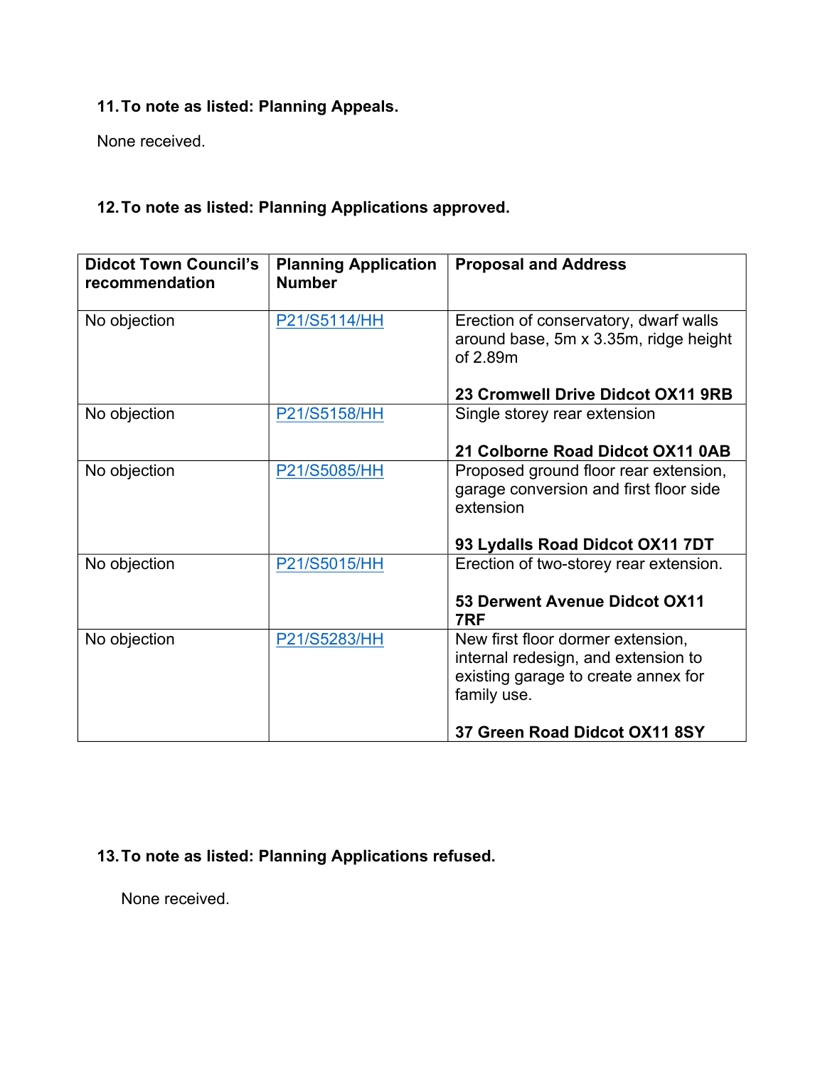**11. To note as listed: Planning Appeals.**

None received.

**12. To note as listed: Planning Applications approved.**

| Didcot Town Council's recommendation | Planning Application Number | Proposal and Address |
|---|---|---|
| No objection | P21/S5114/HH | Erection of conservatory, dwarf walls around base, 5m x 3.35m, ridge height of 2.89m<br><br>**23 Cromwell Drive Didcot OX11 9RB** |
| No objection | P21/S5158/HH | Single storey rear extension<br><br>**21 Colborne Road Didcot OX11 0AB** |
| No objection | P21/S5085/HH | Proposed ground floor rear extension, garage conversion and first floor side extension<br><br>**93 Lydalls Road Didcot OX11 7DT** |
| No objection | P21/S5015/HH | Erection of two-storey rear extension.<br><br>**53 Derwent Avenue Didcot OX11 7RF** |
| No objection | P21/S5283/HH | New first floor dormer extension, internal redesign, and extension to existing garage to create annex for family use.<br><br>**37 Green Road Didcot OX11 8SY** |

**13. To note as listed: Planning Applications refused.**

None received.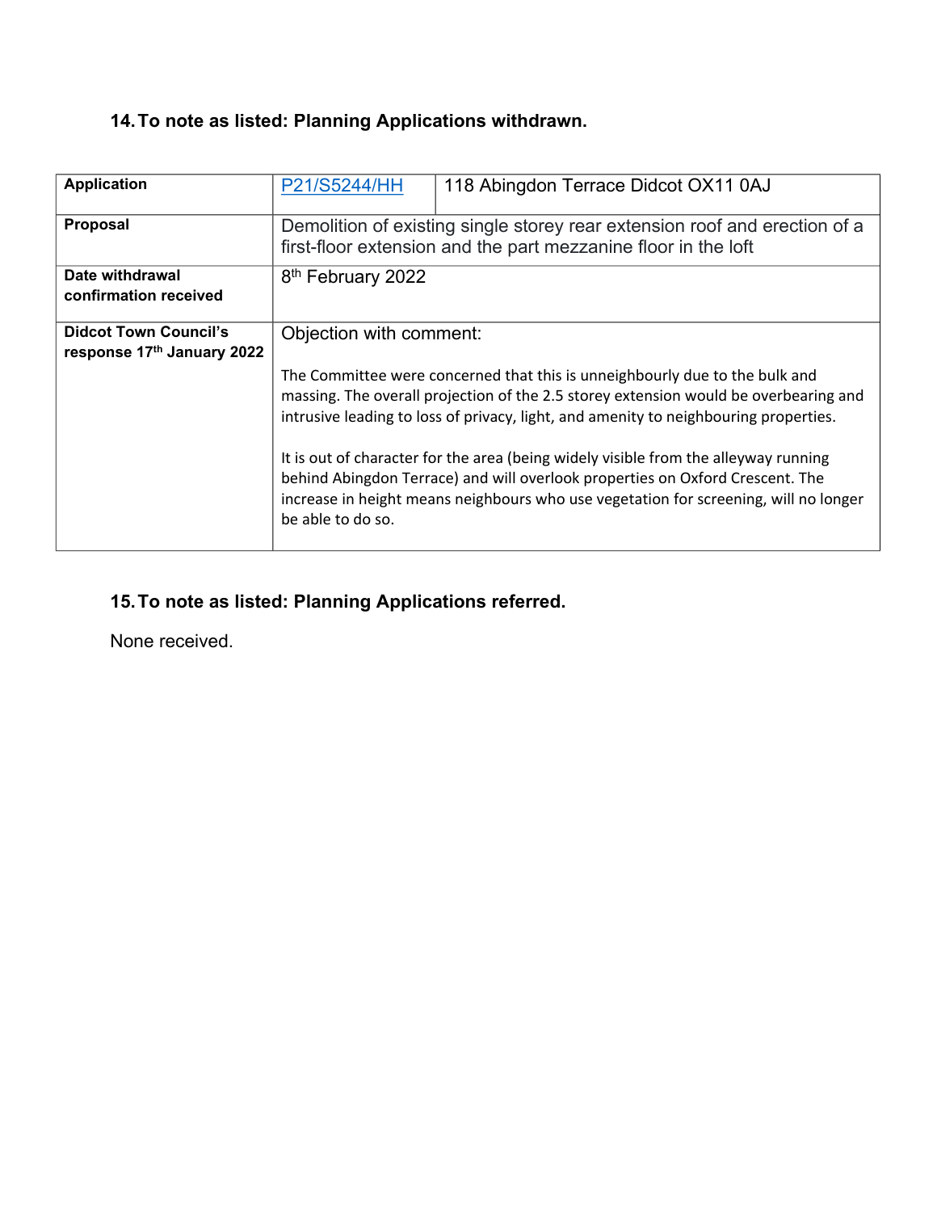## 14. To note as listed: Planning Applications withdrawn.

| | | |
|---|---|---|
| **Application** | P21/S5244/HH | 118 Abingdon Terrace Didcot OX11 0AJ |
| **Proposal** | Demolition of existing single storey rear extension roof and erection of a first-floor extension and the part mezzanine floor in the loft | |
| **Date withdrawal confirmation received** | 8th February 2022 | |
| **Didcot Town Council's response 17th January 2022** | Objection with comment:<br><br>The Committee were concerned that this is unneighbourly due to the bulk and massing. The overall projection of the 2.5 storey extension would be overbearing and intrusive leading to loss of privacy, light, and amenity to neighbouring properties.<br><br>It is out of character for the area (being widely visible from the alleyway running behind Abingdon Terrace) and will overlook properties on Oxford Crescent. The increase in height means neighbours who use vegetation for screening, will no longer be able to do so. | |

## 15. To note as listed: Planning Applications referred.

None received.